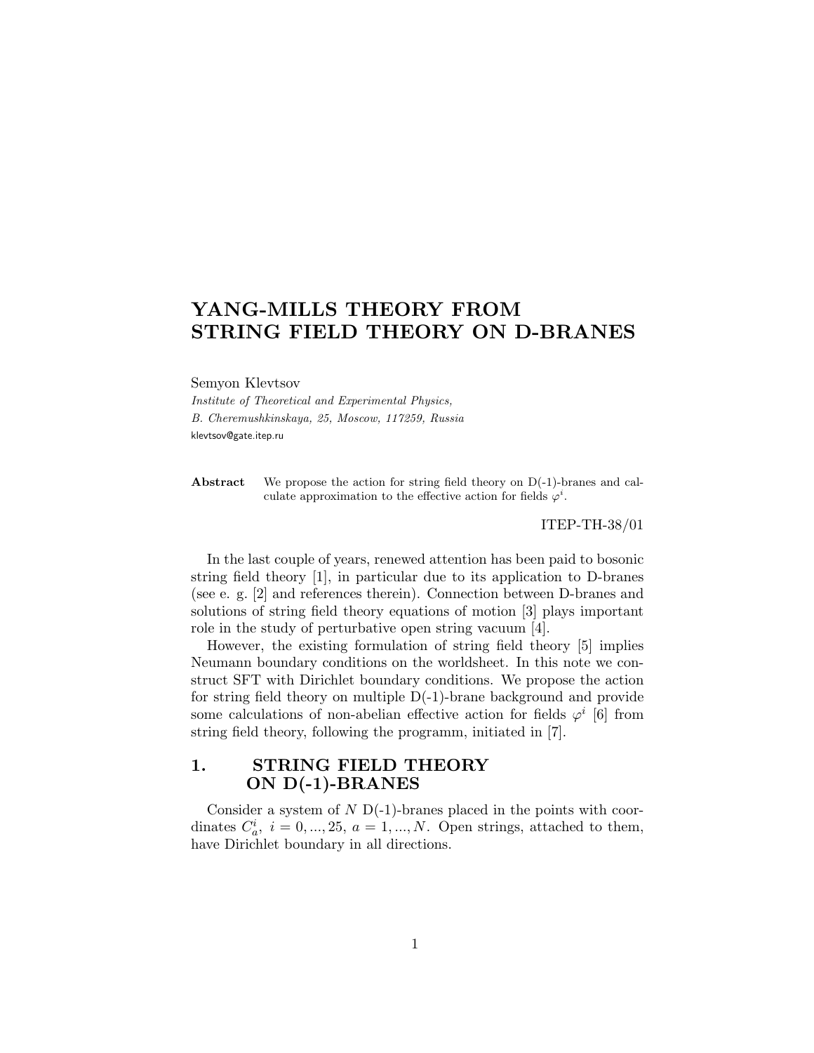# YANG-MILLS THEORY FROM STRING FIELD THEORY ON D-BRANES

Semyon Klevtsov

*Institute of Theoretical and Experimental Physics,*
*B. Cheremushkinskaya, 25, Moscow, 117259, Russia*
klevtsov@gate.itep.ru

**Abstract** We propose the action for string field theory on D(-1)-branes and calculate approximation to the effective action for fields $\varphi^i$.

ITEP-TH-38/01

In the last couple of years, renewed attention has been paid to bosonic string field theory [1], in particular due to its application to D-branes (see e. g. [2] and references therein). Connection between D-branes and solutions of string field theory equations of motion [3] plays important role in the study of perturbative open string vacuum [4].

However, the existing formulation of string field theory [5] implies Neumann boundary conditions on the worldsheet. In this note we construct SFT with Dirichlet boundary conditions. We propose the action for string field theory on multiple D(-1)-brane background and provide some calculations of non-abelian effective action for fields $\varphi^i$ [6] from string field theory, following the programm, initiated in [7].

## 1. STRING FIELD THEORY ON D(-1)-BRANES

Consider a system of $N$ D(-1)-branes placed in the points with coordinates $C_a^i$, $i = 0, ..., 25$, $a = 1, ..., N$. Open strings, attached to them, have Dirichlet boundary in all directions.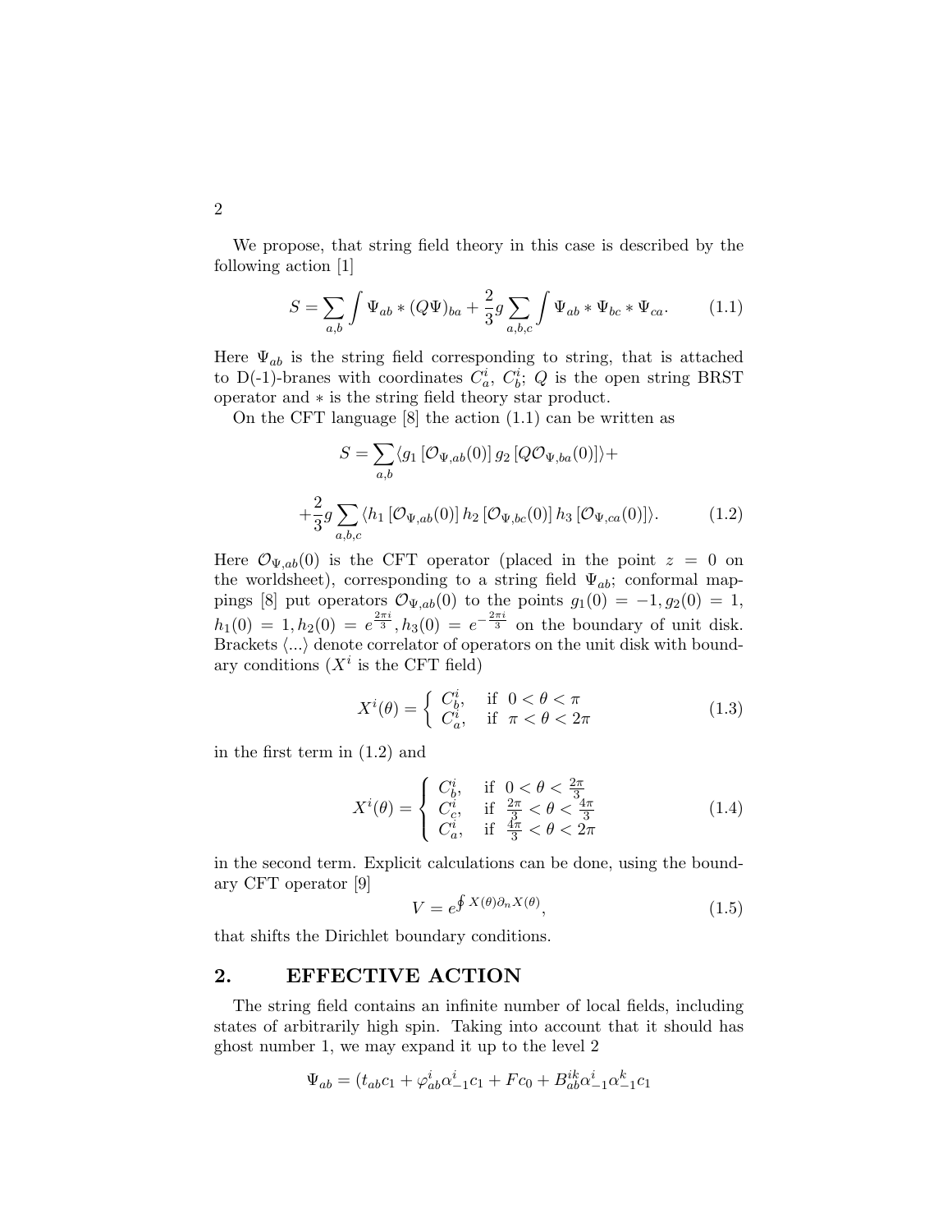We propose, that string field theory in this case is described by the following action [1]

$$S = \sum_{a,b} \int \Psi_{ab} * (Q\Psi)_{ba} + \frac{2}{3} g \sum_{a,b,c} \int \Psi_{ab} * \Psi_{bc} * \Psi_{ca}. \tag{1.1}$$

Here $\Psi_{ab}$ is the string field corresponding to string, that is attached to D(-1)-branes with coordinates $C_a^i$, $C_b^i$; $Q$ is the open string BRST operator and $*$ is the string field theory star product.

On the CFT language [8] the action (1.1) can be written as

$$S = \sum_{a,b} \langle g_1 \left[\mathcal{O}_{\Psi,ab}(0)\right] g_2 \left[Q\mathcal{O}_{\Psi,ba}(0)\right]\rangle +$$

$$+\frac{2}{3} g \sum_{a,b,c} \langle h_1 \left[\mathcal{O}_{\Psi,ab}(0)\right] h_2 \left[\mathcal{O}_{\Psi,bc}(0)\right] h_3 \left[\mathcal{O}_{\Psi,ca}(0)\right]\rangle. \tag{1.2}$$

Here $\mathcal{O}_{\Psi,ab}(0)$ is the CFT operator (placed in the point $z = 0$ on the worldsheet), corresponding to a string field $\Psi_{ab}$; conformal mappings [8] put operators $\mathcal{O}_{\Psi,ab}(0)$ to the points $g_1(0) = -1, g_2(0) = 1$, $h_1(0) = 1, h_2(0) = e^{\frac{2\pi i}{3}}, h_3(0) = e^{-\frac{2\pi i}{3}}$ on the boundary of unit disk. Brackets $\langle ... \rangle$ denote correlator of operators on the unit disk with boundary conditions ($X^i$ is the CFT field)

$$X^i(\theta) = \begin{cases} C_b^i, & \text{if } 0 < \theta < \pi \\ C_a^i, & \text{if } \pi < \theta < 2\pi \end{cases} \tag{1.3}$$

in the first term in (1.2) and

$$X^i(\theta) = \begin{cases} C_b^i, & \text{if } 0 < \theta < \frac{2\pi}{3} \\ C_c^i, & \text{if } \frac{2\pi}{3} < \theta < \frac{4\pi}{3} \\ C_a^i, & \text{if } \frac{4\pi}{3} < \theta < 2\pi \end{cases} \tag{1.4}$$

in the second term. Explicit calculations can be done, using the boundary CFT operator [9]

$$V = e^{\oint X(\theta) \partial_n X(\theta)}, \tag{1.5}$$

that shifts the Dirichlet boundary conditions.

## 2. EFFECTIVE ACTION

The string field contains an infinite number of local fields, including states of arbitrarily high spin. Taking into account that it should has ghost number 1, we may expand it up to the level 2

$$\Psi_{ab} = (t_{ab} c_1 + \varphi_{ab}^i \alpha_{-1}^i c_1 + F c_0 + B_{ab}^{ik} \alpha_{-1}^i \alpha_{-1}^k c_1$$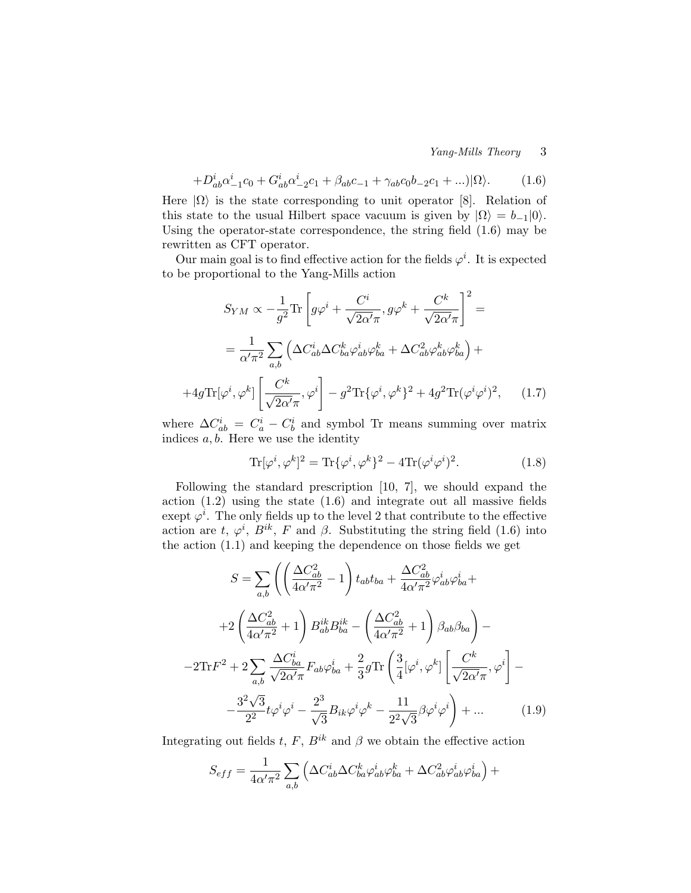$$+D^i_{ab}\alpha^i_{-1}c_0 + G^i_{ab}\alpha^i_{-2}c_1 + \beta_{ab}c_{-1} + \gamma_{ab}c_0 b_{-2}c_1 + ...)|\Omega\rangle. \tag{1.6}$$

Here $|\Omega\rangle$ is the state corresponding to unit operator [8]. Relation of this state to the usual Hilbert space vacuum is given by $|\Omega\rangle = b_{-1}|0\rangle$. Using the operator-state correspondence, the string field (1.6) may be rewritten as CFT operator.

Our main goal is to find effective action for the fields $\varphi^i$. It is expected to be proportional to the Yang-Mills action

$$S_{YM} \propto -\frac{1}{g^2}\mathrm{Tr}\left[g\varphi^i + \frac{C^i}{\sqrt{2\alpha'}\pi}, g\varphi^k + \frac{C^k}{\sqrt{2\alpha'}\pi}\right]^2 =$$

$$= \frac{1}{\alpha'\pi^2}\sum_{a,b}\left(\Delta C^i_{ab}\Delta C^k_{ba}\varphi^i_{ab}\varphi^k_{ba} + \Delta C^2_{ab}\varphi^k_{ab}\varphi^k_{ba}\right) +$$

$$+4g\mathrm{Tr}[\varphi^i,\varphi^k]\left[\frac{C^k}{\sqrt{2\alpha'}\pi},\varphi^i\right] - g^2\mathrm{Tr}\{\varphi^i,\varphi^k\}^2 + 4g^2\mathrm{Tr}(\varphi^i\varphi^i)^2, \tag{1.7}$$

where $\Delta C^i_{ab} = C^i_a - C^i_b$ and symbol Tr means summing over matrix indices $a, b$. Here we use the identity

$$\mathrm{Tr}[\varphi^i,\varphi^k]^2 = \mathrm{Tr}\{\varphi^i,\varphi^k\}^2 - 4\mathrm{Tr}(\varphi^i\varphi^i)^2. \tag{1.8}$$

Following the standard prescription [10, 7], we should expand the action (1.2) using the state (1.6) and integrate out all massive fields exept $\varphi^i$. The only fields up to the level 2 that contribute to the effective action are $t$, $\varphi^i$, $B^{ik}$, $F$ and $\beta$. Substituting the string field (1.6) into the action (1.1) and keeping the dependence on those fields we get

$$S = \sum_{a,b}\left(\left(\frac{\Delta C^2_{ab}}{4\alpha'\pi^2} - 1\right)t_{ab}t_{ba} + \frac{\Delta C^2_{ab}}{4\alpha'\pi^2}\varphi^i_{ab}\varphi^i_{ba} + \right.$$

$$\left. +2\left(\frac{\Delta C^2_{ab}}{4\alpha'\pi^2} + 1\right)B^{ik}_{ab}B^{ik}_{ba} - \left(\frac{\Delta C^2_{ab}}{4\alpha'\pi^2} + 1\right)\beta_{ab}\beta_{ba}\right) -$$

$$-2\mathrm{Tr}F^2 + 2\sum_{a,b}\frac{\Delta C^i_{ba}}{\sqrt{2\alpha'}\pi}F_{ab}\varphi^i_{ba} + \frac{2}{3}g\mathrm{Tr}\left(\frac{3}{4}[\varphi^i,\varphi^k]\left[\frac{C^k}{\sqrt{2\alpha'}\pi},\varphi^i\right] - \right.$$

$$\left. -\frac{3^2\sqrt{3}}{2^2}t\varphi^i\varphi^i - \frac{2^3}{\sqrt{3}}B_{ik}\varphi^i\varphi^k - \frac{11}{2^2\sqrt{3}}\beta\varphi^i\varphi^i\right) + ... \tag{1.9}$$

Integrating out fields $t$, $F$, $B^{ik}$ and $\beta$ we obtain the effective action

$$S_{eff} = \frac{1}{4\alpha'\pi^2}\sum_{a,b}\left(\Delta C^i_{ab}\Delta C^k_{ba}\varphi^i_{ab}\varphi^k_{ba} + \Delta C^2_{ab}\varphi^i_{ab}\varphi^i_{ba}\right) +$$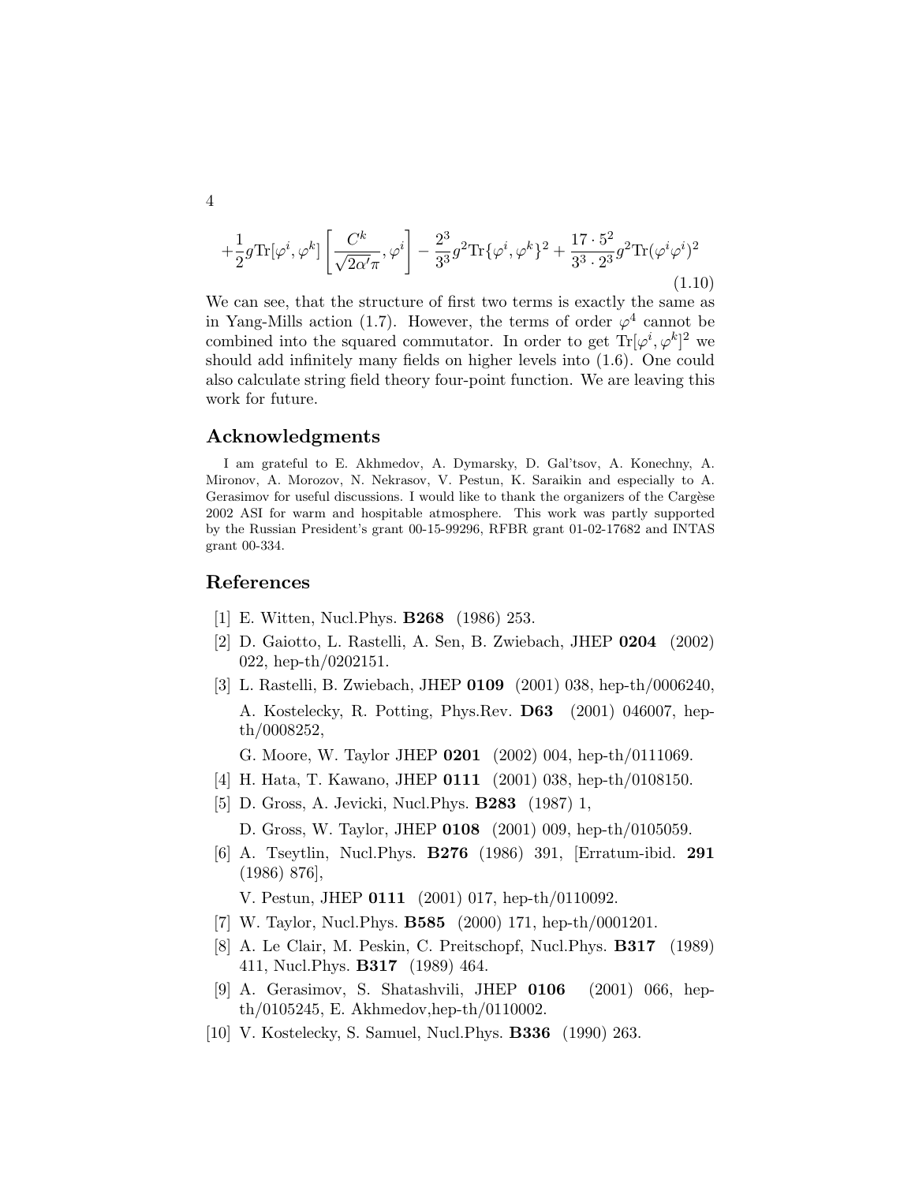$$
+\frac{1}{2} g \operatorname{Tr}[\varphi^i, \varphi^k] \left[ \frac{C^k}{\sqrt{2\alpha'}\pi}, \varphi^i \right] - \frac{2^3}{3^3} g^2 \operatorname{Tr}\{\varphi^i, \varphi^k\}^2 + \frac{17 \cdot 5^2}{3^3 \cdot 2^3} g^2 \operatorname{Tr}(\varphi^i \varphi^i)^2 \tag{1.10}
$$

We can see, that the structure of first two terms is exactly the same as in Yang-Mills action (1.7). However, the terms of order $\varphi^4$ cannot be combined into the squared commutator. In order to get $\operatorname{Tr}[\varphi^i, \varphi^k]^2$ we should add infinitely many fields on higher levels into (1.6). One could also calculate string field theory four-point function. We are leaving this work for future.

## Acknowledgments

I am grateful to E. Akhmedov, A. Dymarsky, D. Gal'tsov, A. Konechny, A. Mironov, A. Morozov, N. Nekrasov, V. Pestun, K. Saraikin and especially to A. Gerasimov for useful discussions. I would like to thank the organizers of the Cargèse 2002 ASI for warm and hospitable atmosphere. This work was partly supported by the Russian President's grant 00-15-99296, RFBR grant 01-02-17682 and INTAS grant 00-334.

## References

[1] E. Witten, Nucl.Phys. **B268** (1986) 253.

[2] D. Gaiotto, L. Rastelli, A. Sen, B. Zwiebach, JHEP **0204** (2002) 022, hep-th/0202151.

[3] L. Rastelli, B. Zwiebach, JHEP **0109** (2001) 038, hep-th/0006240,

A. Kostelecky, R. Potting, Phys.Rev. **D63** (2001) 046007, hep-th/0008252,

G. Moore, W. Taylor JHEP **0201** (2002) 004, hep-th/0111069.

[4] H. Hata, T. Kawano, JHEP **0111** (2001) 038, hep-th/0108150.

[5] D. Gross, A. Jevicki, Nucl.Phys. **B283** (1987) 1,

D. Gross, W. Taylor, JHEP **0108** (2001) 009, hep-th/0105059.

[6] A. Tseytlin, Nucl.Phys. **B276** (1986) 391, [Erratum-ibid. **291** (1986) 876],

V. Pestun, JHEP **0111** (2001) 017, hep-th/0110092.

[7] W. Taylor, Nucl.Phys. **B585** (2000) 171, hep-th/0001201.

[8] A. Le Clair, M. Peskin, C. Preitschopf, Nucl.Phys. **B317** (1989) 411, Nucl.Phys. **B317** (1989) 464.

[9] A. Gerasimov, S. Shatashvili, JHEP **0106** (2001) 066, hep-th/0105245, E. Akhmedov,hep-th/0110002.

[10] V. Kostelecky, S. Samuel, Nucl.Phys. **B336** (1990) 263.